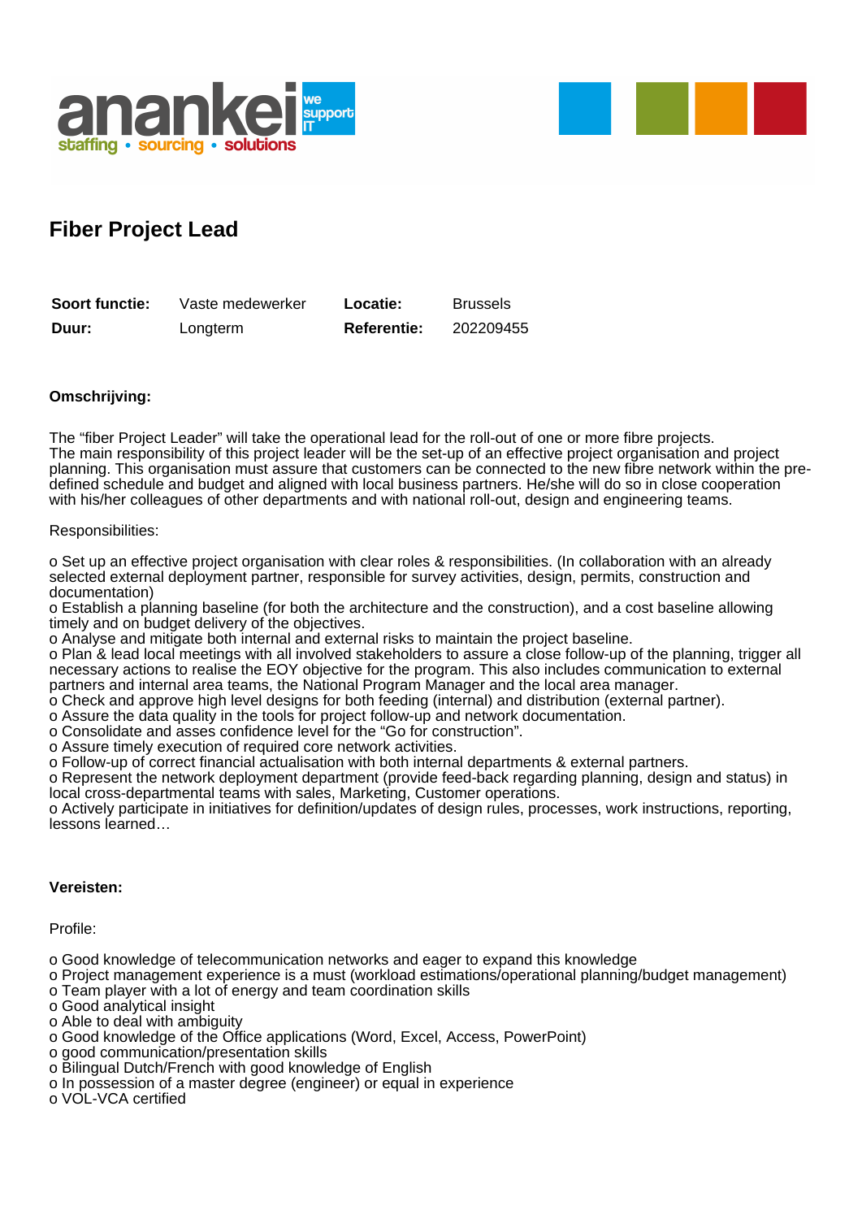# Fiber Project Lead

| **Soort functie:** | Vaste medewerker | **Locatie:** | Brussels |
|---|---|---|---|
| **Duur:** | Longterm | **Referentie:** | 202209455 |

**Omschrijving:**

The "fiber Project Leader" will take the operational lead for the roll-out of one or more fibre projects. The main responsibility of this project leader will be the set-up of an effective project organisation and project planning. This organisation must assure that customers can be connected to the new fibre network within the pre-defined schedule and budget and aligned with local business partners. He/she will do so in close cooperation with his/her colleagues of other departments and with national roll-out, design and engineering teams.

Responsibilities:

o Set up an effective project organisation with clear roles & responsibilities. (In collaboration with an already selected external deployment partner, responsible for survey activities, design, permits, construction and documentation)
o Establish a planning baseline (for both the architecture and the construction), and a cost baseline allowing timely and on budget delivery of the objectives.
o Analyse and mitigate both internal and external risks to maintain the project baseline.
o Plan & lead local meetings with all involved stakeholders to assure a close follow-up of the planning, trigger all necessary actions to realise the EOY objective for the program. This also includes communication to external partners and internal area teams, the National Program Manager and the local area manager.
o Check and approve high level designs for both feeding (internal) and distribution (external partner).
o Assure the data quality in the tools for project follow-up and network documentation.
o Consolidate and asses confidence level for the "Go for construction".
o Assure timely execution of required core network activities.
o Follow-up of correct financial actualisation with both internal departments & external partners.
o Represent the network deployment department (provide feed-back regarding planning, design and status) in local cross-departmental teams with sales, Marketing, Customer operations.
o Actively participate in initiatives for definition/updates of design rules, processes, work instructions, reporting, lessons learned…

**Vereisten:**

Profile:

o Good knowledge of telecommunication networks and eager to expand this knowledge
o Project management experience is a must (workload estimations/operational planning/budget management)
o Team player with a lot of energy and team coordination skills
o Good analytical insight
o Able to deal with ambiguity
o Good knowledge of the Office applications (Word, Excel, Access, PowerPoint)
o good communication/presentation skills
o Bilingual Dutch/French with good knowledge of English
o In possession of a master degree (engineer) or equal in experience
o VOL-VCA certified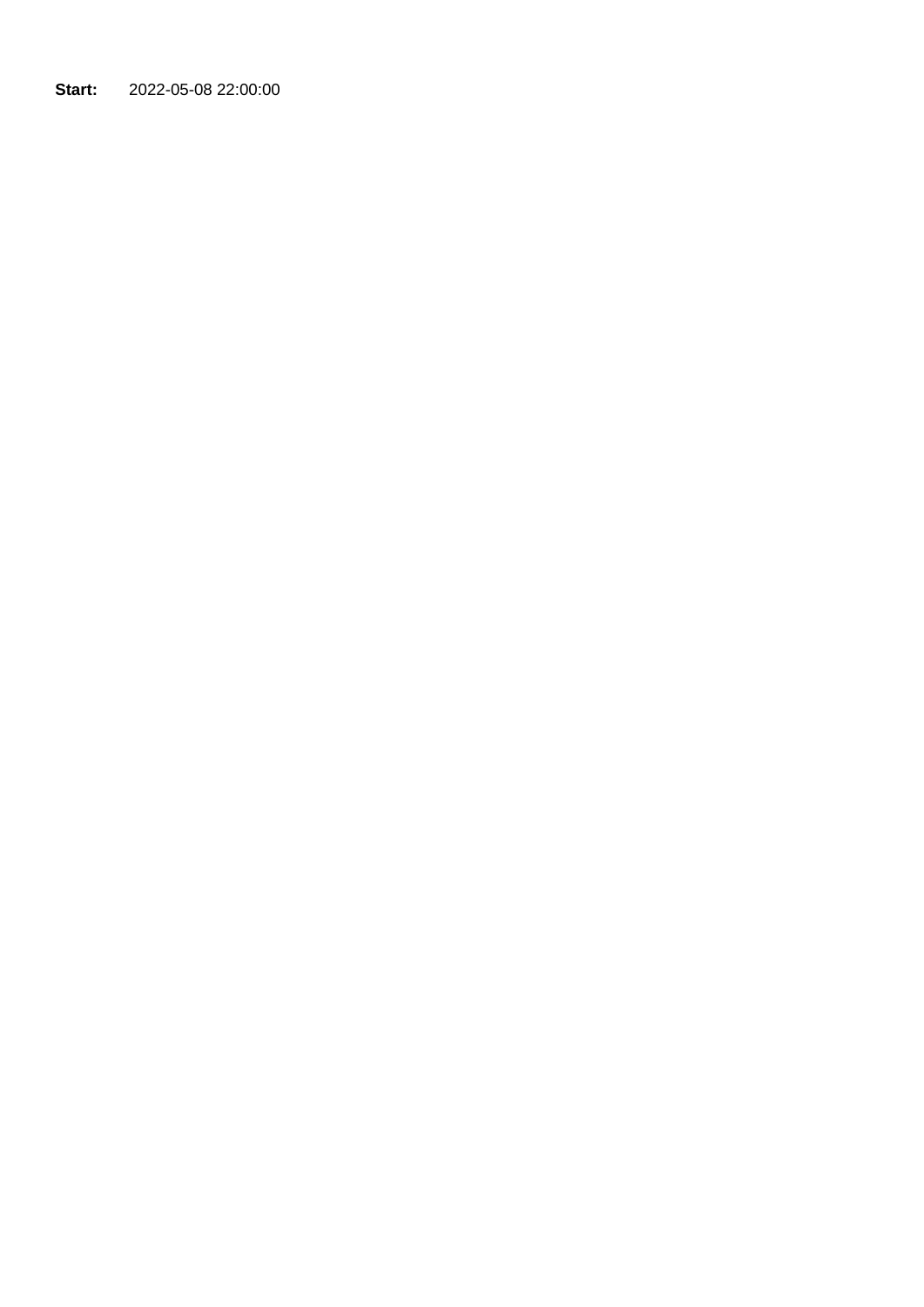**Start:** 2022-05-08 22:00:00